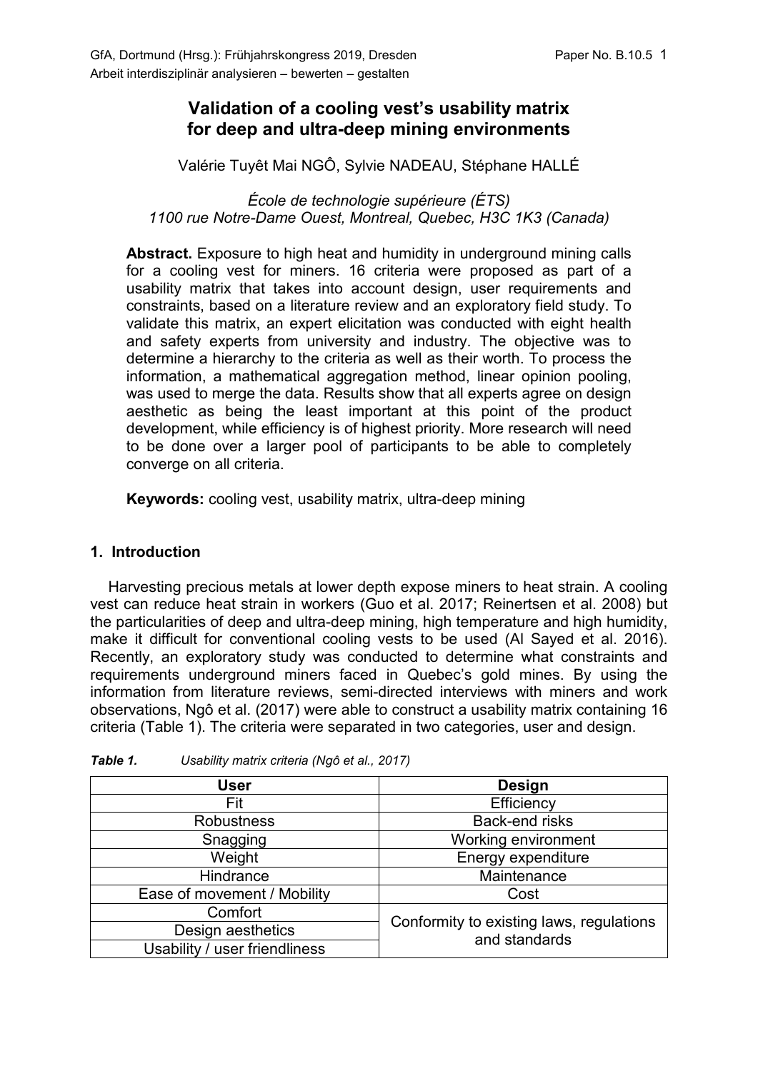# Validation of a cooling vest's usability matrix for deep and ultra-deep mining environments

Valérie Tuyêt Mai NGÔ, Sylvie NADEAU, Stéphane HALLÉ

*École de technologie supérieure (ÉTS)*
*1100 rue Notre-Dame Ouest, Montreal, Quebec, H3C 1K3 (Canada)*

**Abstract.** Exposure to high heat and humidity in underground mining calls for a cooling vest for miners. 16 criteria were proposed as part of a usability matrix that takes into account design, user requirements and constraints, based on a literature review and an exploratory field study. To validate this matrix, an expert elicitation was conducted with eight health and safety experts from university and industry. The objective was to determine a hierarchy to the criteria as well as their worth. To process the information, a mathematical aggregation method, linear opinion pooling, was used to merge the data. Results show that all experts agree on design aesthetic as being the least important at this point of the product development, while efficiency is of highest priority. More research will need to be done over a larger pool of participants to be able to completely converge on all criteria.

**Keywords:** cooling vest, usability matrix, ultra-deep mining

## 1. Introduction

Harvesting precious metals at lower depth expose miners to heat strain. A cooling vest can reduce heat strain in workers (Guo et al. 2017; Reinertsen et al. 2008) but the particularities of deep and ultra-deep mining, high temperature and high humidity, make it difficult for conventional cooling vests to be used (Al Sayed et al. 2016). Recently, an exploratory study was conducted to determine what constraints and requirements underground miners faced in Quebec's gold mines. By using the information from literature reviews, semi-directed interviews with miners and work observations, Ngô et al. (2017) were able to construct a usability matrix containing 16 criteria (Table 1). The criteria were separated in two categories, user and design.

***Table 1.*** *Usability matrix criteria (Ngô et al., 2017)*

| User | Design |
|---|---|
| Fit | Efficiency |
| Robustness | Back-end risks |
| Snagging | Working environment |
| Weight | Energy expenditure |
| Hindrance | Maintenance |
| Ease of movement / Mobility | Cost |
| Comfort | Conformity to existing laws, regulations and standards |
| Design aesthetics | |
| Usability / user friendliness | |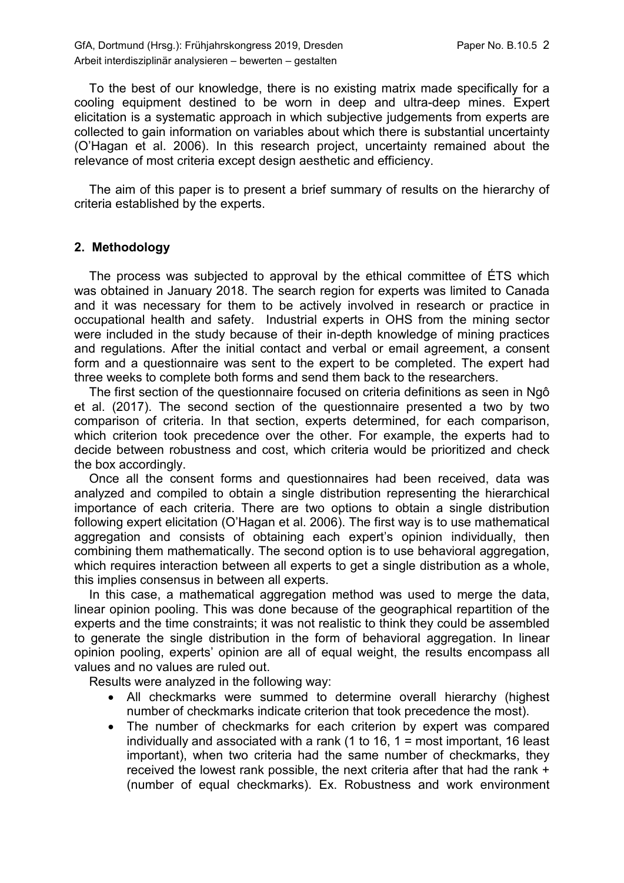To the best of our knowledge, there is no existing matrix made specifically for a cooling equipment destined to be worn in deep and ultra-deep mines. Expert elicitation is a systematic approach in which subjective judgements from experts are collected to gain information on variables about which there is substantial uncertainty (O'Hagan et al. 2006). In this research project, uncertainty remained about the relevance of most criteria except design aesthetic and efficiency.

The aim of this paper is to present a brief summary of results on the hierarchy of criteria established by the experts.

## 2. Methodology

The process was subjected to approval by the ethical committee of ÉTS which was obtained in January 2018. The search region for experts was limited to Canada and it was necessary for them to be actively involved in research or practice in occupational health and safety. Industrial experts in OHS from the mining sector were included in the study because of their in-depth knowledge of mining practices and regulations. After the initial contact and verbal or email agreement, a consent form and a questionnaire was sent to the expert to be completed. The expert had three weeks to complete both forms and send them back to the researchers.

The first section of the questionnaire focused on criteria definitions as seen in Ngô et al. (2017). The second section of the questionnaire presented a two by two comparison of criteria. In that section, experts determined, for each comparison, which criterion took precedence over the other. For example, the experts had to decide between robustness and cost, which criteria would be prioritized and check the box accordingly.

Once all the consent forms and questionnaires had been received, data was analyzed and compiled to obtain a single distribution representing the hierarchical importance of each criteria. There are two options to obtain a single distribution following expert elicitation (O'Hagan et al. 2006). The first way is to use mathematical aggregation and consists of obtaining each expert's opinion individually, then combining them mathematically. The second option is to use behavioral aggregation, which requires interaction between all experts to get a single distribution as a whole, this implies consensus in between all experts.

In this case, a mathematical aggregation method was used to merge the data, linear opinion pooling. This was done because of the geographical repartition of the experts and the time constraints; it was not realistic to think they could be assembled to generate the single distribution in the form of behavioral aggregation. In linear opinion pooling, experts' opinion are all of equal weight, the results encompass all values and no values are ruled out.

Results were analyzed in the following way:

- All checkmarks were summed to determine overall hierarchy (highest number of checkmarks indicate criterion that took precedence the most).
- The number of checkmarks for each criterion by expert was compared individually and associated with a rank (1 to 16, 1 = most important, 16 least important), when two criteria had the same number of checkmarks, they received the lowest rank possible, the next criteria after that had the rank + (number of equal checkmarks). Ex. Robustness and work environment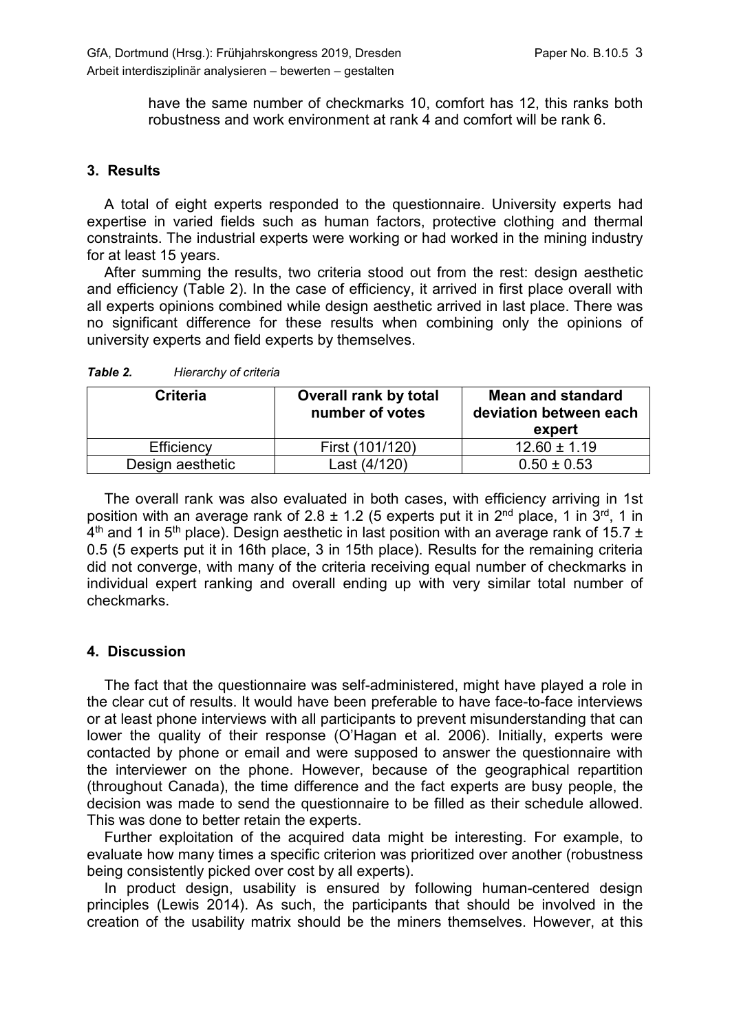have the same number of checkmarks 10, comfort has 12, this ranks both robustness and work environment at rank 4 and comfort will be rank 6.

## 3. Results

A total of eight experts responded to the questionnaire. University experts had expertise in varied fields such as human factors, protective clothing and thermal constraints. The industrial experts were working or had worked in the mining industry for at least 15 years.

After summing the results, two criteria stood out from the rest: design aesthetic and efficiency (Table 2). In the case of efficiency, it arrived in first place overall with all experts opinions combined while design aesthetic arrived in last place. There was no significant difference for these results when combining only the opinions of university experts and field experts by themselves.

***Table 2.*** *Hierarchy of criteria*

| Criteria | Overall rank by total number of votes | Mean and standard deviation between each expert |
|---|---|---|
| Efficiency | First (101/120) | 12.60 ± 1.19 |
| Design aesthetic | Last (4/120) | 0.50 ± 0.53 |

The overall rank was also evaluated in both cases, with efficiency arriving in 1st position with an average rank of 2.8 ± 1.2 (5 experts put it in 2nd place, 1 in 3rd, 1 in 4th and 1 in 5th place). Design aesthetic in last position with an average rank of 15.7 ± 0.5 (5 experts put it in 16th place, 3 in 15th place). Results for the remaining criteria did not converge, with many of the criteria receiving equal number of checkmarks in individual expert ranking and overall ending up with very similar total number of checkmarks.

## 4. Discussion

The fact that the questionnaire was self-administered, might have played a role in the clear cut of results. It would have been preferable to have face-to-face interviews or at least phone interviews with all participants to prevent misunderstanding that can lower the quality of their response (O'Hagan et al. 2006). Initially, experts were contacted by phone or email and were supposed to answer the questionnaire with the interviewer on the phone. However, because of the geographical repartition (throughout Canada), the time difference and the fact experts are busy people, the decision was made to send the questionnaire to be filled as their schedule allowed. This was done to better retain the experts.

Further exploitation of the acquired data might be interesting. For example, to evaluate how many times a specific criterion was prioritized over another (robustness being consistently picked over cost by all experts).

In product design, usability is ensured by following human-centered design principles (Lewis 2014). As such, the participants that should be involved in the creation of the usability matrix should be the miners themselves. However, at this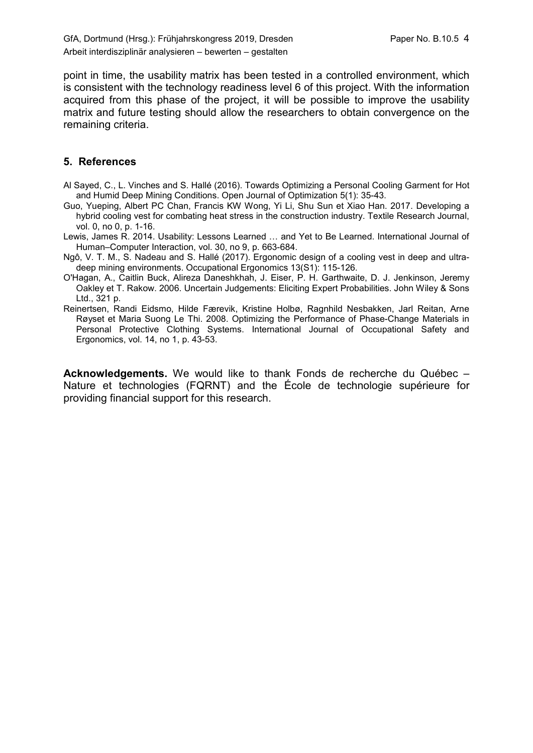point in time, the usability matrix has been tested in a controlled environment, which is consistent with the technology readiness level 6 of this project. With the information acquired from this phase of the project, it will be possible to improve the usability matrix and future testing should allow the researchers to obtain convergence on the remaining criteria.

## 5. References

Al Sayed, C., L. Vinches and S. Hallé (2016). Towards Optimizing a Personal Cooling Garment for Hot and Humid Deep Mining Conditions. Open Journal of Optimization 5(1): 35-43.

Guo, Yueping, Albert PC Chan, Francis KW Wong, Yi Li, Shu Sun et Xiao Han. 2017. Developing a hybrid cooling vest for combating heat stress in the construction industry. Textile Research Journal, vol. 0, no 0, p. 1-16.

Lewis, James R. 2014. Usability: Lessons Learned … and Yet to Be Learned. International Journal of Human–Computer Interaction, vol. 30, no 9, p. 663-684.

Ngô, V. T. M., S. Nadeau and S. Hallé (2017). Ergonomic design of a cooling vest in deep and ultra-deep mining environments. Occupational Ergonomics 13(S1): 115-126.

O'Hagan, A., Caitlin Buck, Alireza Daneshkhah, J. Eiser, P. H. Garthwaite, D. J. Jenkinson, Jeremy Oakley et T. Rakow. 2006. Uncertain Judgements: Eliciting Expert Probabilities. John Wiley & Sons Ltd., 321 p.

Reinertsen, Randi Eidsmo, Hilde Færevik, Kristine Holbø, Ragnhild Nesbakken, Jarl Reitan, Arne Røyset et Maria Suong Le Thi. 2008. Optimizing the Performance of Phase-Change Materials in Personal Protective Clothing Systems. International Journal of Occupational Safety and Ergonomics, vol. 14, no 1, p. 43-53.

**Acknowledgements.** We would like to thank Fonds de recherche du Québec – Nature et technologies (FQRNT) and the École de technologie supérieure for providing financial support for this research.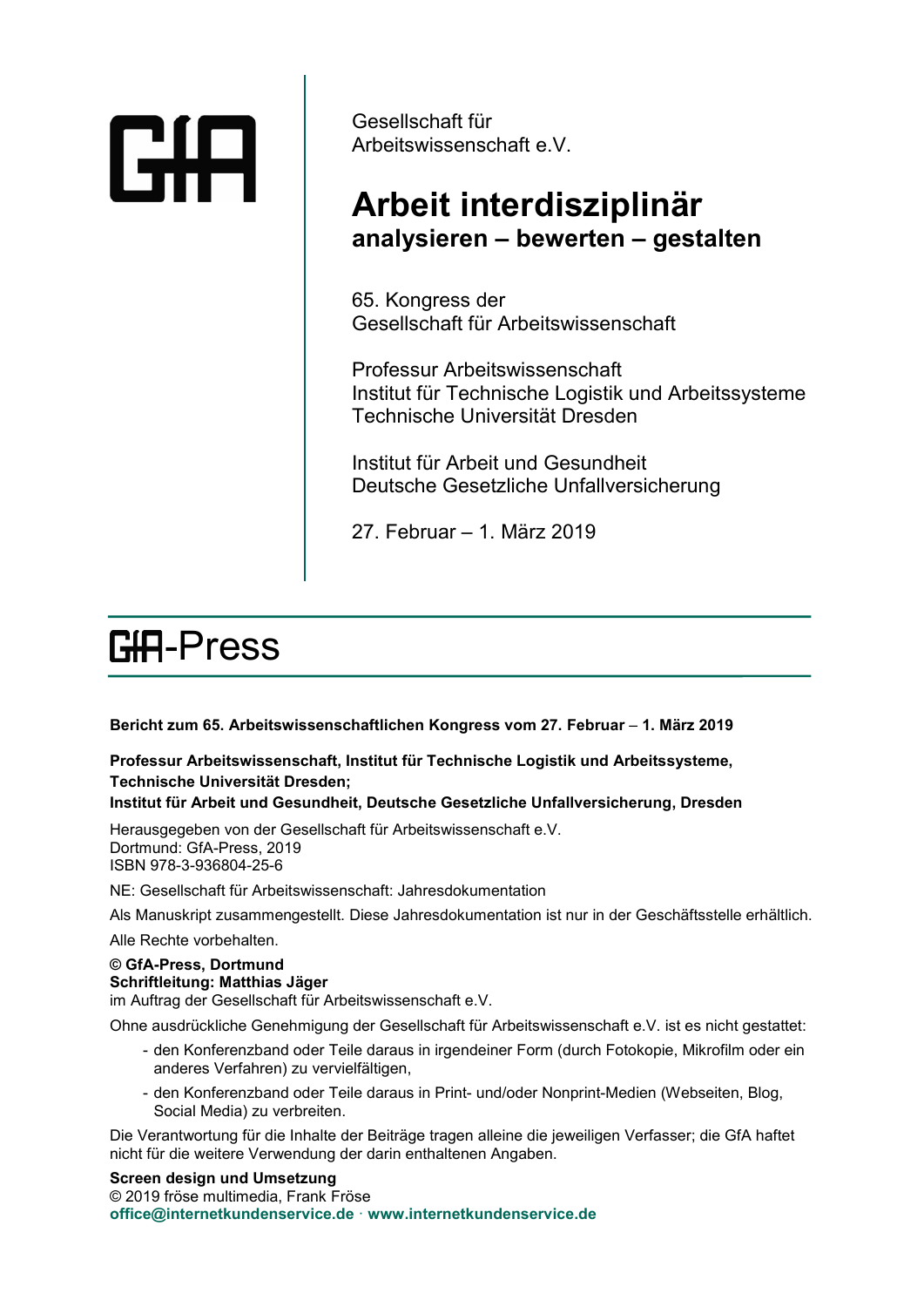GfA

Gesellschaft für Arbeitswissenschaft e.V.

# Arbeit interdisziplinär

## analysieren – bewerten – gestalten

65. Kongress der
Gesellschaft für Arbeitswissenschaft

Professur Arbeitswissenschaft
Institut für Technische Logistik und Arbeitssysteme
Technische Universität Dresden

Institut für Arbeit und Gesundheit
Deutsche Gesetzliche Unfallversicherung

27. Februar – 1. März 2019

GfA-Press

**Bericht zum 65. Arbeitswissenschaftlichen Kongress vom 27. Februar – 1. März 2019**

**Professur Arbeitswissenschaft, Institut für Technische Logistik und Arbeitssysteme, Technische Universität Dresden;**
**Institut für Arbeit und Gesundheit, Deutsche Gesetzliche Unfallversicherung, Dresden**

Herausgegeben von der Gesellschaft für Arbeitswissenschaft e.V.
Dortmund: GfA-Press, 2019
ISBN 978-3-936804-25-6

NE: Gesellschaft für Arbeitswissenschaft: Jahresdokumentation

Als Manuskript zusammengestellt. Diese Jahresdokumentation ist nur in der Geschäftsstelle erhältlich.

Alle Rechte vorbehalten.

**© GfA-Press, Dortmund**
**Schriftleitung: Matthias Jäger**
im Auftrag der Gesellschaft für Arbeitswissenschaft e.V.

Ohne ausdrückliche Genehmigung der Gesellschaft für Arbeitswissenschaft e.V. ist es nicht gestattet:

- den Konferenzband oder Teile daraus in irgendeiner Form (durch Fotokopie, Mikrofilm oder ein anderes Verfahren) zu vervielfältigen,
- den Konferenzband oder Teile daraus in Print- und/oder Nonprint-Medien (Webseiten, Blog, Social Media) zu verbreiten.

Die Verantwortung für die Inhalte der Beiträge tragen alleine die jeweiligen Verfasser; die GfA haftet nicht für die weitere Verwendung der darin enthaltenen Angaben.

**Screen design und Umsetzung**
© 2019 fröse multimedia, Frank Fröse
**office@internetkundenservice.de · www.internetkundenservice.de**